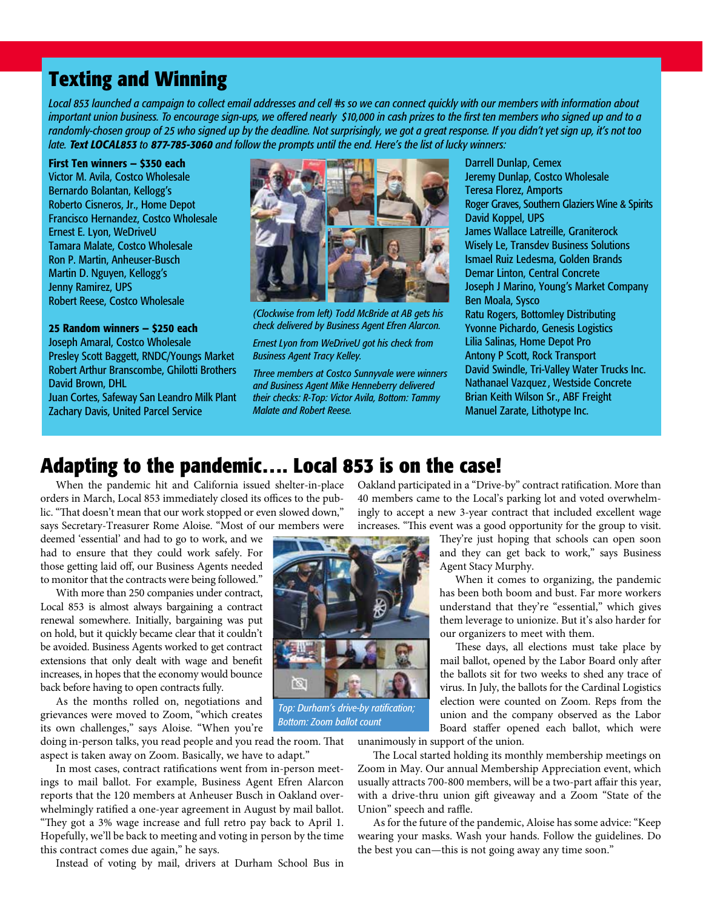## Texting and Winning

*Local 853 launched a campaign to collect email addresses and cell #s so we can connect quickly with our members with information about important union business. To encourage sign-ups, we offered nearly $10,000 in cash prizes to the first ten members who signed up and to a randomly-chosen group of 25 who signed up by the deadline. Not surprisingly, we got a great response. If you didn't yet sign up, it's not too late.* ***Text LOCAL853*** *to* ***877-785-3060*** *and follow the prompts until the end. Here's the list of lucky winners:*

**First Ten winners – $350 each**
Victor M. Avila, Costco Wholesale
Bernardo Bolantan, Kellogg's
Roberto Cisneros, Jr., Home Depot
Francisco Hernandez, Costco Wholesale
Ernest E. Lyon, WeDriveU
Tamara Malate, Costco Wholesale
Ron P. Martin, Anheuser-Busch
Martin D. Nguyen, Kellogg's
Jenny Ramirez, UPS
Robert Reese, Costco Wholesale

**25 Random winners – $250 each**
Joseph Amaral, Costco Wholesale
Presley Scott Baggett, RNDC/Youngs Market
Robert Arthur Branscombe, Ghilotti Brothers
David Brown, DHL
Juan Cortes, Safeway San Leandro Milk Plant
Zachary Davis, United Parcel Service
Darrell Dunlap, Cemex
Jeremy Dunlap, Costco Wholesale
Teresa Florez, Amports
Roger Graves, Southern Glaziers Wine & Spirits
David Koppel, UPS
James Wallace Latreille, Graniterock
Wisely Le, Transdev Business Solutions
Ismael Ruiz Ledesma, Golden Brands
Demar Linton, Central Concrete
Joseph J Marino, Young's Market Company
Ben Moala, Sysco
Ratu Rogers, Bottomley Distributing
Yvonne Pichardo, Genesis Logistics
Lilia Salinas, Home Depot Pro
Antony P Scott, Rock Transport
David Swindle, Tri-Valley Water Trucks Inc.
Nathanael Vazquez, Westside Concrete
Brian Keith Wilson Sr., ABF Freight
Manuel Zarate, Lithotype Inc.

*(Clockwise from left) Todd McBride at AB gets his check delivered by Business Agent Efren Alarcon.*

*Ernest Lyon from WeDriveU got his check from Business Agent Tracy Kelley.*

*Three members at Costco Sunnyvale were winners and Business Agent Mike Henneberry delivered their checks: R-Top: Victor Avila, Bottom: Tammy Malate and Robert Reese.*

## Adapting to the pandemic…. Local 853 is on the case!

When the pandemic hit and California issued shelter-in-place orders in March, Local 853 immediately closed its offices to the public. "That doesn't mean that our work stopped or even slowed down," says Secretary-Treasurer Rome Aloise. "Most of our members were deemed 'essential' and had to go to work, and we had to ensure that they could work safely. For those getting laid off, our Business Agents needed to monitor that the contracts were being followed."

With more than 250 companies under contract, Local 853 is almost always bargaining a contract renewal somewhere. Initially, bargaining was put on hold, but it quickly became clear that it couldn't be avoided. Business Agents worked to get contract extensions that only dealt with wage and benefit increases, in hopes that the economy would bounce back before having to open contracts fully.

As the months rolled on, negotiations and grievances were moved to Zoom, "which creates its own challenges," says Aloise. "When you're doing in-person talks, you read people and you read the room. That aspect is taken away on Zoom. Basically, we have to adapt."

In most cases, contract ratifications went from in-person meetings to mail ballot. For example, Business Agent Efren Alarcon reports that the 120 members at Anheuser Busch in Oakland overwhelmingly ratified a one-year agreement in August by mail ballot. "They got a 3% wage increase and full retro pay back to April 1. Hopefully, we'll be back to meeting and voting in person by the time this contract comes due again," he says.

Instead of voting by mail, drivers at Durham School Bus in Oakland participated in a "Drive-by" contract ratification. More than 40 members came to the Local's parking lot and voted overwhelmingly to accept a new 3-year contract that included excellent wage increases. "This event was a good opportunity for the group to visit. They're just hoping that schools can open soon and they can get back to work," says Business Agent Stacy Murphy.

*Top: Durham's drive-by ratification; Bottom: Zoom ballot count*

When it comes to organizing, the pandemic has been both boom and bust. Far more workers understand that they're "essential," which gives them leverage to unionize. But it's also harder for our organizers to meet with them.

These days, all elections must take place by mail ballot, opened by the Labor Board only after the ballots sit for two weeks to shed any trace of virus. In July, the ballots for the Cardinal Logistics election were counted on Zoom. Reps from the union and the company observed as the Labor Board staffer opened each ballot, which were unanimously in support of the union.

The Local started holding its monthly membership meetings on Zoom in May. Our annual Membership Appreciation event, which usually attracts 700-800 members, will be a two-part affair this year, with a drive-thru union gift giveaway and a Zoom "State of the Union" speech and raffle.

As for the future of the pandemic, Aloise has some advice: "Keep wearing your masks. Wash your hands. Follow the guidelines. Do the best you can—this is not going away any time soon."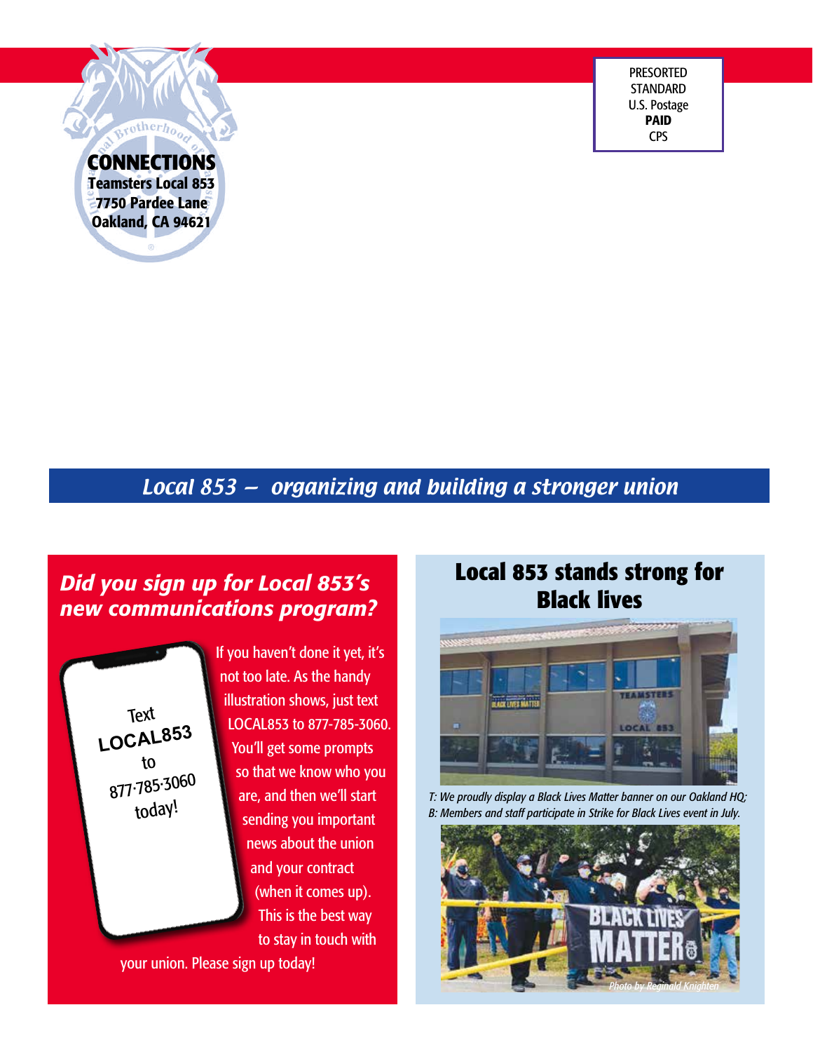**CONNECTIONS**
Teamsters Local 853
7750 Pardee Lane
Oakland, CA 94621

PRESORTED
STANDARD
U.S. Postage
**PAID**
CPS

## *Local 853 — organizing and building a stronger union*

### *Did you sign up for Local 853's new communications program?*

Text LOCAL853 to 877-785-3060 today!

If you haven't done it yet, it's not too late. As the handy illustration shows, just text LOCAL853 to 877-785-3060. You'll get some prompts so that we know who you are, and then we'll start sending you important news about the union and your contract (when it comes up). This is the best way to stay in touch with your union. Please sign up today!

### Local 853 stands strong for Black lives

*T: We proudly display a Black Lives Matter banner on our Oakland HQ; B: Members and staff participate in Strike for Black Lives event in July.*

*Photo by Reginald Knighten*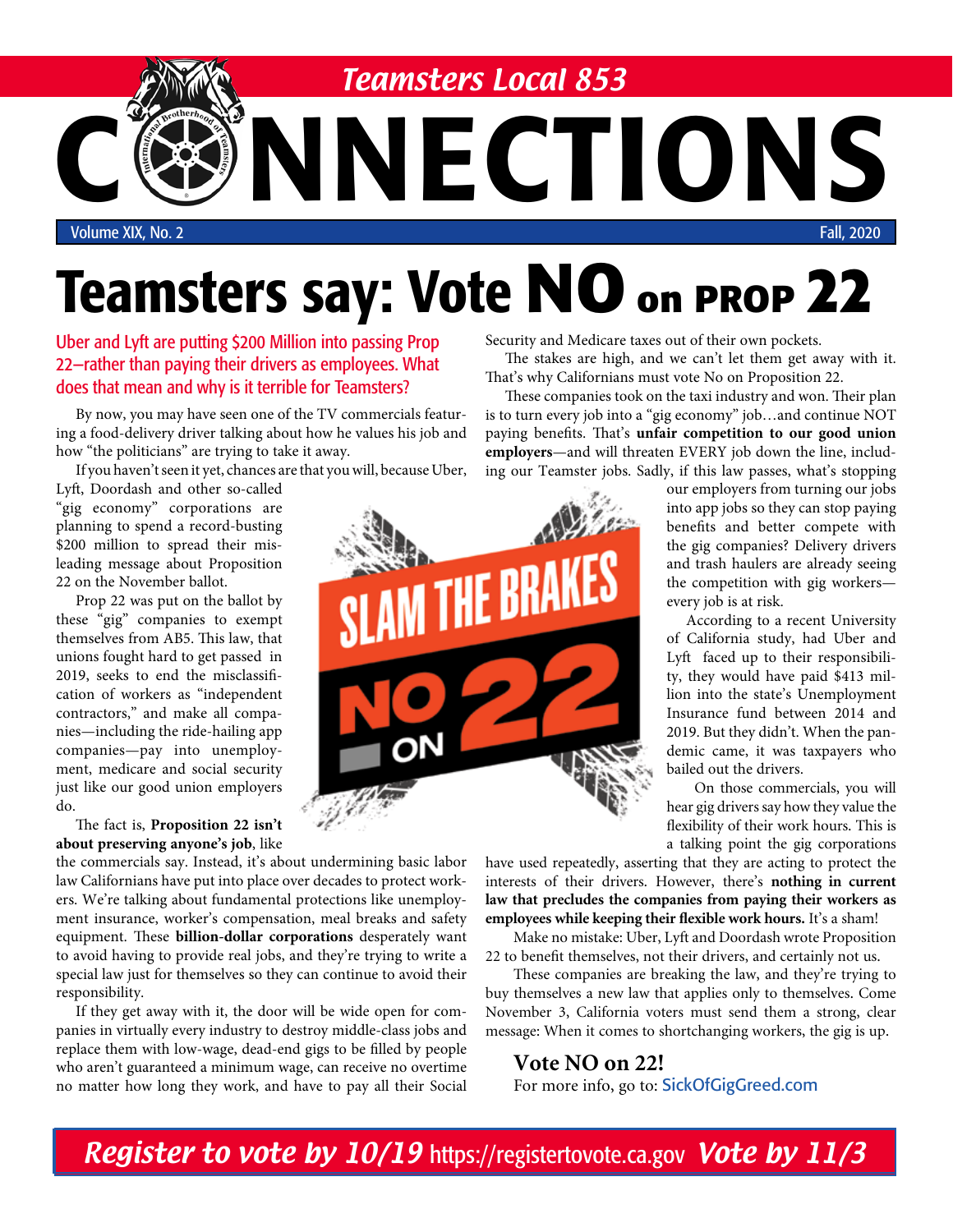# Teamsters Local 853

# CONNECTIONS

Volume XIX, No. 2 | Fall, 2020

## Teamsters say: Vote NO on PROP 22

**Uber and Lyft are putting $200 Million into passing Prop 22—rather than paying their drivers as employees. What does that mean and why is it terrible for Teamsters?**

By now, you may have seen one of the TV commercials featuring a food-delivery driver talking about how he values his job and how "the politicians" are trying to take it away.

If you haven't seen it yet, chances are that you will, because Uber, Lyft, Doordash and other so-called "gig economy" corporations are planning to spend a record-busting $200 million to spread their misleading message about Proposition 22 on the November ballot.

Prop 22 was put on the ballot by these "gig" companies to exempt themselves from AB5. This law, that unions fought hard to get passed in 2019, seeks to end the misclassification of workers as "independent contractors," and make all companies—including the ride-hailing app companies—pay into unemployment, medicare and social security just like our good union employers do.

The fact is, **Proposition 22 isn't about preserving anyone's job**, like the commercials say. Instead, it's about undermining basic labor law Californians have put into place over decades to protect workers. We're talking about fundamental protections like unemployment insurance, worker's compensation, meal breaks and safety equipment. These **billion-dollar corporations** desperately want to avoid having to provide real jobs, and they're trying to write a special law just for themselves so they can continue to avoid their responsibility.

If they get away with it, the door will be wide open for companies in virtually every industry to destroy middle-class jobs and replace them with low-wage, dead-end gigs to be filled by people who aren't guaranteed a minimum wage, can receive no overtime no matter how long they work, and have to pay all their Social Security and Medicare taxes out of their own pockets.

The stakes are high, and we can't let them get away with it. That's why Californians must vote No on Proposition 22.

These companies took on the taxi industry and won. Their plan is to turn every job into a "gig economy" job…and continue NOT paying benefits. That's **unfair competition to our good union employers**—and will threaten EVERY job down the line, including our Teamster jobs. Sadly, if this law passes, what's stopping our employers from turning our jobs into app jobs so they can stop paying benefits and better compete with the gig companies? Delivery drivers and trash haulers are already seeing the competition with gig workers—every job is at risk.

According to a recent University of California study, had Uber and Lyft faced up to their responsibility, they would have paid $413 million into the state's Unemployment Insurance fund between 2014 and 2019. But they didn't. When the pandemic came, it was taxpayers who bailed out the drivers.

On those commercials, you will hear gig drivers say how they value the flexibility of their work hours. This is a talking point the gig corporations have used repeatedly, asserting that they are acting to protect the interests of their drivers. However, there's **nothing in current law that precludes the companies from paying their workers as employees while keeping their flexible work hours.** It's a sham!

Make no mistake: Uber, Lyft and Doordash wrote Proposition 22 to benefit themselves, not their drivers, and certainly not us.

These companies are breaking the law, and they're trying to buy themselves a new law that applies only to themselves. Come November 3, California voters must send them a strong, clear message: When it comes to shortchanging workers, the gig is up.

**Vote NO on 22!**

For more info, go to: SickOfGigGreed.com

SLAM THE BRAKES NO ON 22

***Register to vote by 10/19*** https://registertovote.ca.gov ***Vote by 11/3***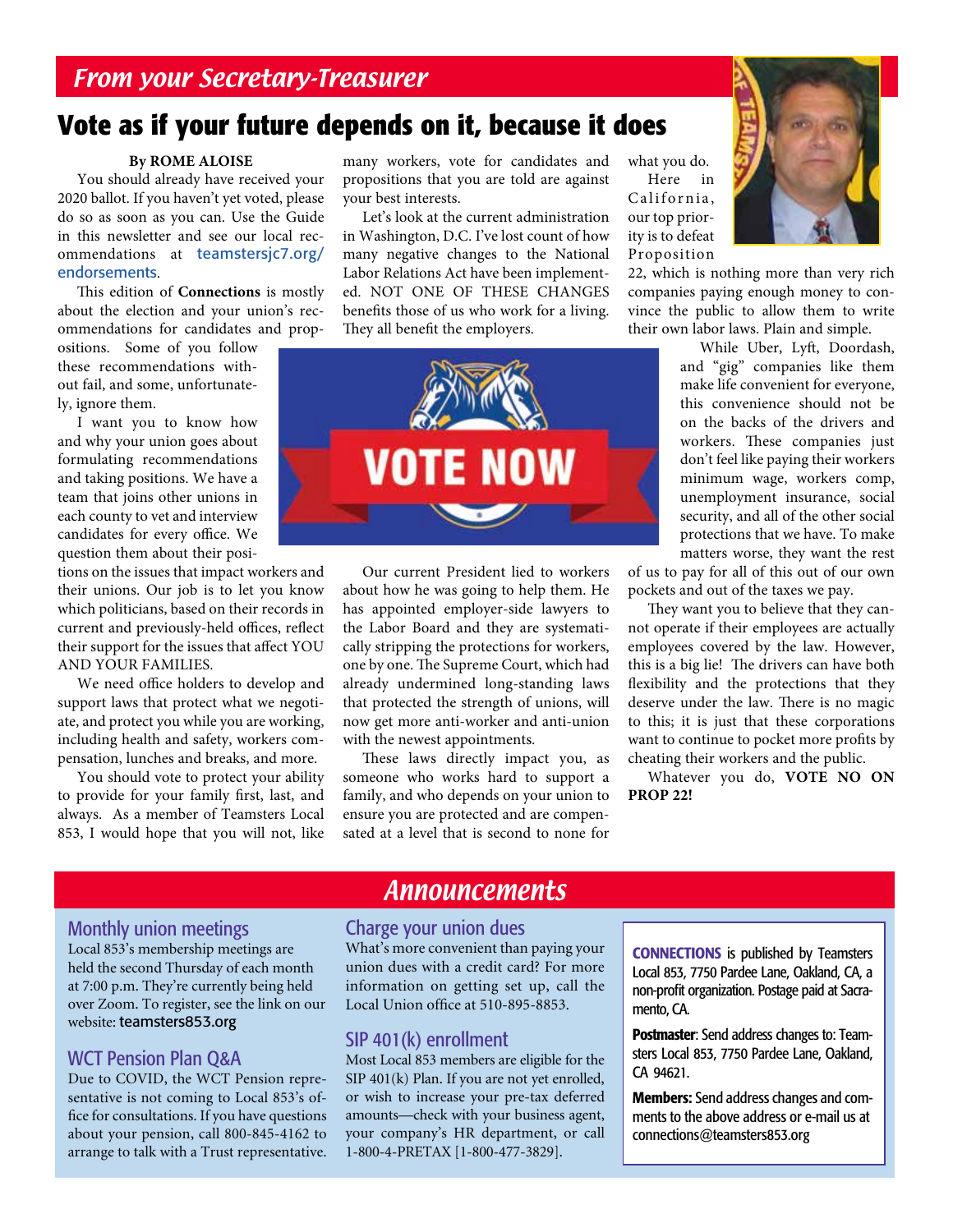## *From your Secretary-Treasurer*

# Vote as if your future depends on it, because it does

**By ROME ALOISE**

You should already have received your 2020 ballot. If you haven't yet voted, please do so as soon as you can. Use the Guide in this newsletter and see our local recommendations at teamstersjc7.org/endorsements.

This edition of **Connections** is mostly about the election and your union's recommendations for candidates and propositions. Some of you follow these recommendations without fail, and some, unfortunately, ignore them.

I want you to know how and why your union goes about formulating recommendations and taking positions. We have a team that joins other unions in each county to vet and interview candidates for every office. We question them about their positions on the issues that impact workers and their unions. Our job is to let you know which politicians, based on their records in current and previously-held offices, reflect their support for the issues that affect YOU AND YOUR FAMILIES.

We need office holders to develop and support laws that protect what we negotiate, and protect you while you are working, including health and safety, workers compensation, lunches and breaks, and more.

You should vote to protect your ability to provide for your family first, last, and always. As a member of Teamsters Local 853, I would hope that you will not, like many workers, vote for candidates and propositions that you are told are against your best interests.

Let's look at the current administration in Washington, D.C. I've lost count of how many negative changes to the National Labor Relations Act have been implemented. NOT ONE OF THESE CHANGES benefits those of us who work for a living. They all benefit the employers.

VOTE NOW

Our current President lied to workers about how he was going to help them. He has appointed employer-side lawyers to the Labor Board and they are systematically stripping the protections for workers, one by one. The Supreme Court, which had already undermined long-standing laws that protected the strength of unions, will now get more anti-worker and anti-union with the newest appointments.

These laws directly impact you, as someone who works hard to support a family, and who depends on your union to ensure you are protected and are compensated at a level that is second to none for what you do.

Here in California, our top priority is to defeat Proposition 22, which is nothing more than very rich companies paying enough money to convince the public to allow them to write their own labor laws. Plain and simple.

While Uber, Lyft, Doordash, and "gig" companies like them make life convenient for everyone, this convenience should not be on the backs of the drivers and workers. These companies just don't feel like paying their workers minimum wage, workers comp, unemployment insurance, social security, and all of the other social protections that we have. To make matters worse, they want the rest of us to pay for all of this out of our own pockets and out of the taxes we pay.

They want you to believe that they cannot operate if their employees are actually employees covered by the law. However, this is a big lie! The drivers can have both flexibility and the protections that they deserve under the law. There is no magic to this; it is just that these corporations want to continue to pocket more profits by cheating their workers and the public.

Whatever you do, **VOTE NO ON PROP 22!**

## *Announcements*

### Monthly union meetings

Local 853's membership meetings are held the second Thursday of each month at 7:00 p.m. They're currently being held over Zoom. To register, see the link on our website: teamsters853.org

### WCT Pension Plan Q&A

Due to COVID, the WCT Pension representative is not coming to Local 853's office for consultations. If you have questions about your pension, call 800-845-4162 to arrange to talk with a Trust representative.

### Charge your union dues

What's more convenient than paying your union dues with a credit card? For more information on getting set up, call the Local Union office at 510-895-8853.

### SIP 401(k) enrollment

Most Local 853 members are eligible for the SIP 401(k) Plan. If you are not yet enrolled, or wish to increase your pre-tax deferred amounts—check with your business agent, your company's HR department, or call 1-800-4-PRETAX [1-800-477-3829].

**CONNECTIONS** is published by Teamsters Local 853, 7750 Pardee Lane, Oakland, CA, a non-profit organization. Postage paid at Sacramento, CA.

**Postmaster**: Send address changes to: Teamsters Local 853, 7750 Pardee Lane, Oakland, CA 94621.

**Members:** Send address changes and comments to the above address or e-mail us at connections@teamsters853.org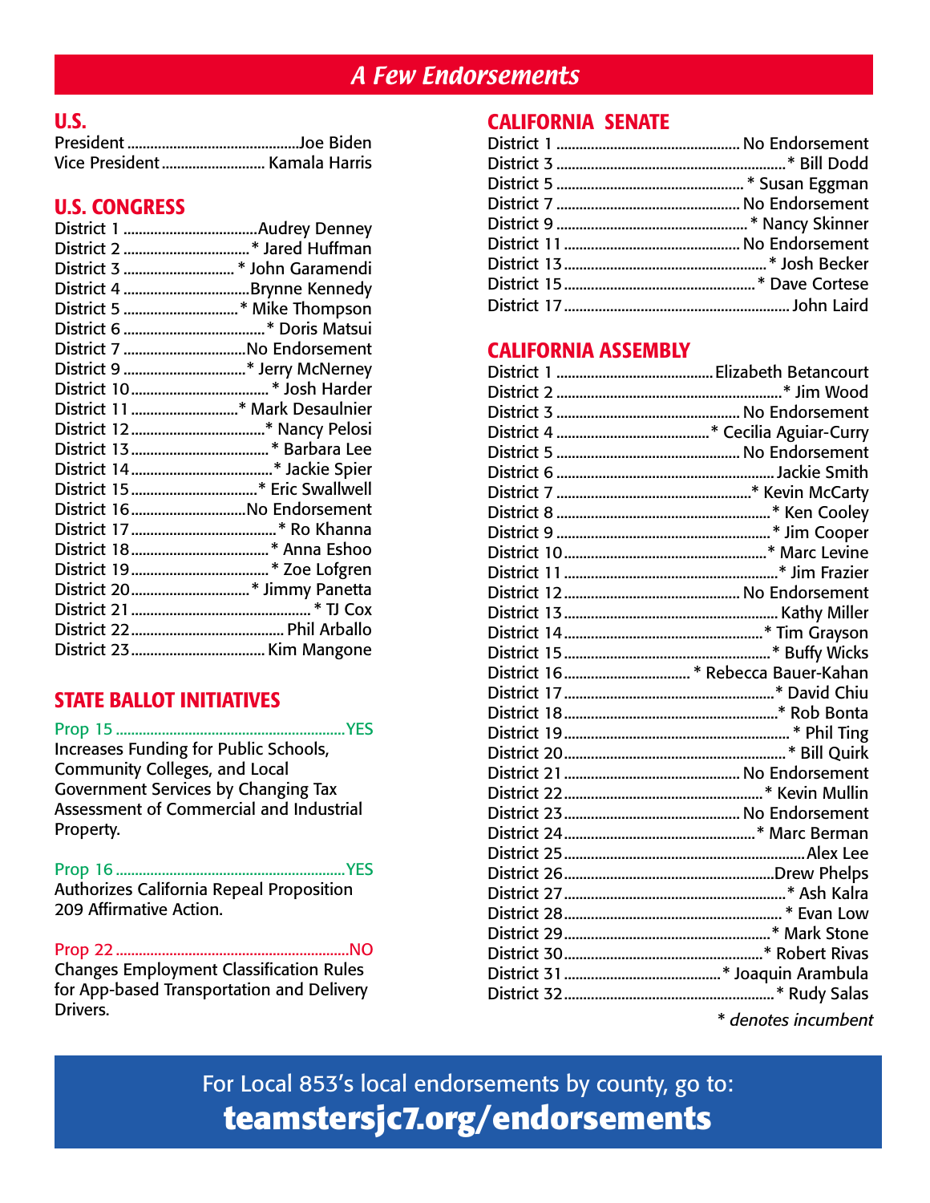# A Few Endorsements

## U.S.

| Office | Endorsement |
|---|---|
| President | Joe Biden |
| Vice President | Kamala Harris |

## U.S. CONGRESS

| District | Endorsement |
|---|---|
| District 1 | Audrey Denney |
| District 2 | * Jared Huffman |
| District 3 | * John Garamendi |
| District 4 | Brynne Kennedy |
| District 5 | * Mike Thompson |
| District 6 | * Doris Matsui |
| District 7 | No Endorsement |
| District 9 | * Jerry McNerney |
| District 10 | * Josh Harder |
| District 11 | * Mark Desaulnier |
| District 12 | * Nancy Pelosi |
| District 13 | * Barbara Lee |
| District 14 | * Jackie Spier |
| District 15 | * Eric Swallwell |
| District 16 | No Endorsement |
| District 17 | * Ro Khanna |
| District 18 | * Anna Eshoo |
| District 19 | * Zoe Lofgren |
| District 20 | * Jimmy Panetta |
| District 21 | * TJ Cox |
| District 22 | Phil Arballo |
| District 23 | Kim Mangone |

## STATE BALLOT INITIATIVES

**Prop 15** ............ YES

Increases Funding for Public Schools, Community Colleges, and Local Government Services by Changing Tax Assessment of Commercial and Industrial Property.

**Prop 16** ............ YES

Authorizes California Repeal Proposition 209 Affirmative Action.

**Prop 22** ............ NO

Changes Employment Classification Rules for App-based Transportation and Delivery Drivers.

## CALIFORNIA SENATE

| District | Endorsement |
|---|---|
| District 1 | No Endorsement |
| District 3 | * Bill Dodd |
| District 5 | * Susan Eggman |
| District 7 | No Endorsement |
| District 9 | * Nancy Skinner |
| District 11 | No Endorsement |
| District 13 | * Josh Becker |
| District 15 | * Dave Cortese |
| District 17 | John Laird |

## CALIFORNIA ASSEMBLY

| District | Endorsement |
|---|---|
| District 1 | Elizabeth Betancourt |
| District 2 | * Jim Wood |
| District 3 | No Endorsement |
| District 4 | * Cecilia Aguiar-Curry |
| District 5 | No Endorsement |
| District 6 | Jackie Smith |
| District 7 | * Kevin McCarty |
| District 8 | * Ken Cooley |
| District 9 | * Jim Cooper |
| District 10 | * Marc Levine |
| District 11 | * Jim Frazier |
| District 12 | No Endorsement |
| District 13 | Kathy Miller |
| District 14 | * Tim Grayson |
| District 15 | * Buffy Wicks |
| District 16 | * Rebecca Bauer-Kahan |
| District 17 | * David Chiu |
| District 18 | * Rob Bonta |
| District 19 | * Phil Ting |
| District 20 | * Bill Quirk |
| District 21 | No Endorsement |
| District 22 | * Kevin Mullin |
| District 23 | No Endorsement |
| District 24 | * Marc Berman |
| District 25 | Alex Lee |
| District 26 | Drew Phelps |
| District 27 | * Ash Kalra |
| District 28 | * Evan Low |
| District 29 | * Mark Stone |
| District 30 | * Robert Rivas |
| District 31 | * Joaquin Arambula |
| District 32 | * Rudy Salas |

*\* denotes incumbent*

For Local 853's local endorsements by county, go to:

**teamstersjc7.org/endorsements**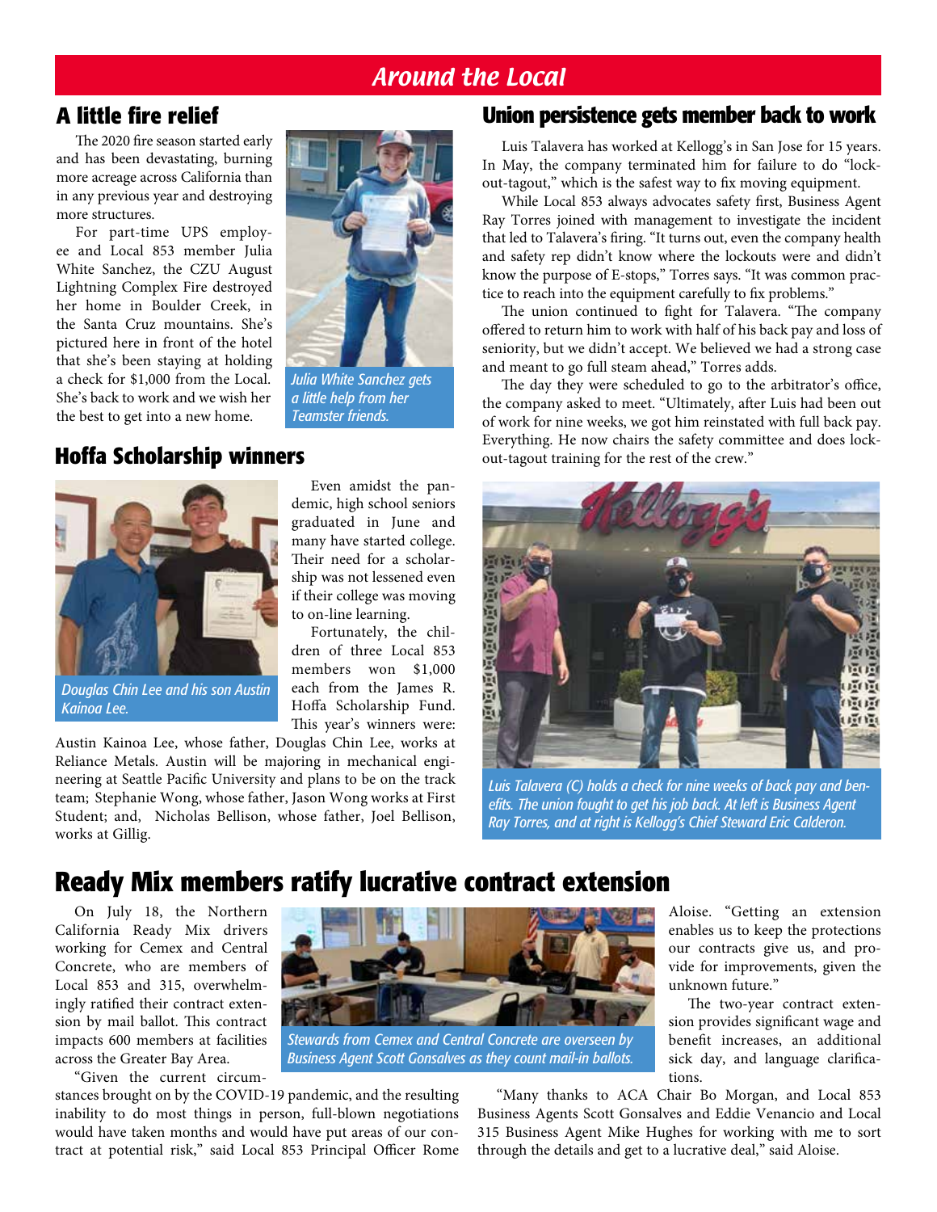# Around the Local

## A little fire relief

The 2020 fire season started early and has been devastating, burning more acreage across California than in any previous year and destroying more structures.

For part-time UPS employee and Local 853 member Julia White Sanchez, the CZU August Lightning Complex Fire destroyed her home in Boulder Creek, in the Santa Cruz mountains. She's pictured here in front of the hotel that she's been staying at holding a check for $1,000 from the Local. She's back to work and we wish her the best to get into a new home.

*Julia White Sanchez gets a little help from her Teamster friends.*

## Hoffa Scholarship winners

*Douglas Chin Lee and his son Austin Kainoa Lee.*

Even amidst the pandemic, high school seniors graduated in June and many have started college. Their need for a scholarship was not lessened even if their college was moving to on-line learning.

Fortunately, the children of three Local 853 members won $1,000 each from the James R. Hoffa Scholarship Fund. This year's winners were: Austin Kainoa Lee, whose father, Douglas Chin Lee, works at Reliance Metals. Austin will be majoring in mechanical engineering at Seattle Pacific University and plans to be on the track team; Stephanie Wong, whose father, Jason Wong works at First Student; and, Nicholas Bellison, whose father, Joel Bellison, works at Gillig.

## Union persistence gets member back to work

Luis Talavera has worked at Kellogg's in San Jose for 15 years. In May, the company terminated him for failure to do "lockout-tagout," which is the safest way to fix moving equipment.

While Local 853 always advocates safety first, Business Agent Ray Torres joined with management to investigate the incident that led to Talavera's firing. "It turns out, even the company health and safety rep didn't know where the lockouts were and didn't know the purpose of E-stops," Torres says. "It was common practice to reach into the equipment carefully to fix problems."

The union continued to fight for Talavera. "The company offered to return him to work with half of his back pay and loss of seniority, but we didn't accept. We believed we had a strong case and meant to go full steam ahead," Torres adds.

The day they were scheduled to go to the arbitrator's office, the company asked to meet. "Ultimately, after Luis had been out of work for nine weeks, we got him reinstated with full back pay. Everything. He now chairs the safety committee and does lockout-tagout training for the rest of the crew."

*Luis Talavera (C) holds a check for nine weeks of back pay and benefits. The union fought to get his job back. At left is Business Agent Ray Torres, and at right is Kellogg's Chief Steward Eric Calderon.*

## Ready Mix members ratify lucrative contract extension

On July 18, the Northern California Ready Mix drivers working for Cemex and Central Concrete, who are members of Local 853 and 315, overwhelmingly ratified their contract extension by mail ballot. This contract impacts 600 members at facilities across the Greater Bay Area.

"Given the current circumstances brought on by the COVID-19 pandemic, and the resulting inability to do most things in person, full-blown negotiations would have taken months and would have put areas of our contract at potential risk," said Local 853 Principal Officer Rome Aloise. "Getting an extension enables us to keep the protections our contracts give us, and provide for improvements, given the unknown future."

*Stewards from Cemex and Central Concrete are overseen by Business Agent Scott Gonsalves as they count mail-in ballots.*

The two-year contract extension provides significant wage and benefit increases, an additional sick day, and language clarifications.

"Many thanks to ACA Chair Bo Morgan, and Local 853 Business Agents Scott Gonsalves and Eddie Venancio and Local 315 Business Agent Mike Hughes for working with me to sort through the details and get to a lucrative deal," said Aloise.